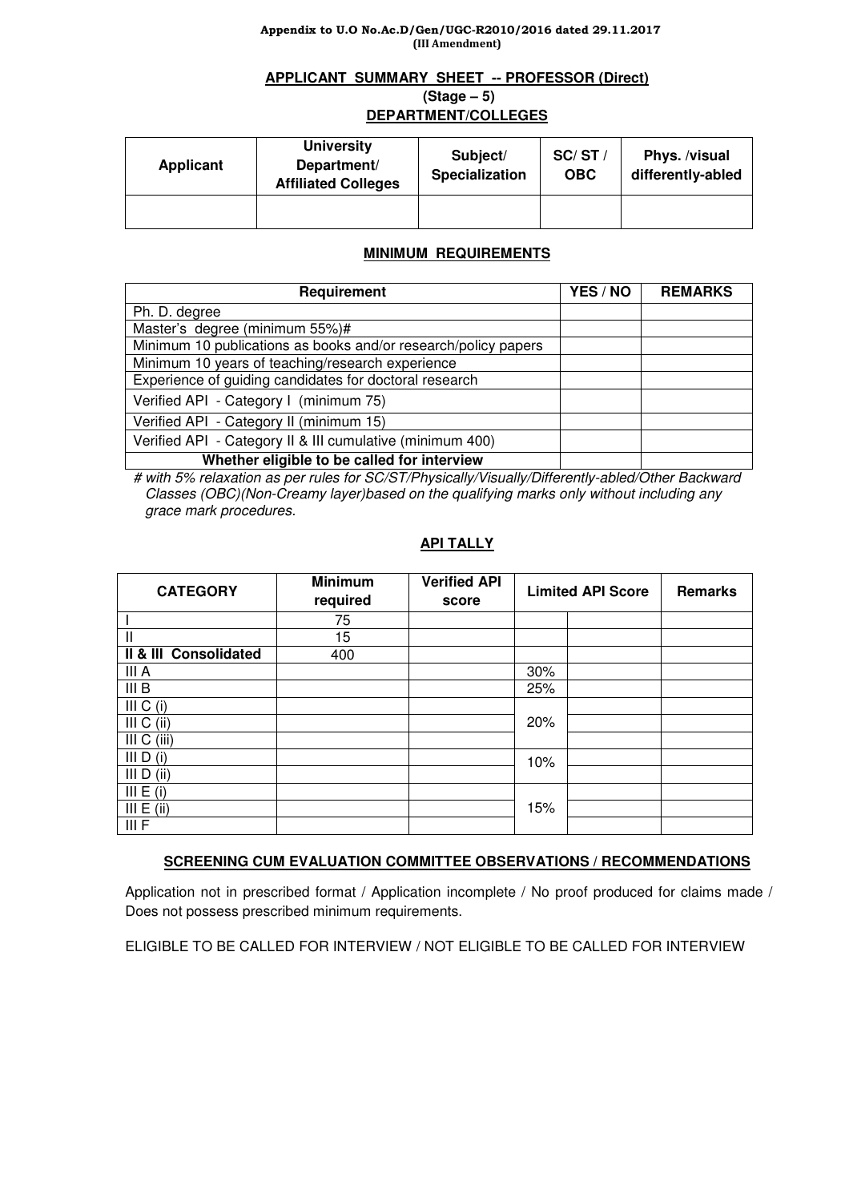**Appendix to U.O No.Ac.D/Gen/UGC-R2010/2016 dated 29.11.2017**
**(III Amendment)**

## APPLICANT SUMMARY SHEET -- PROFESSOR (Direct)
### (Stage – 5)
### DEPARTMENT/COLLEGES

| Applicant | University Department/ Affiliated Colleges | Subject/ Specialization | SC/ ST / OBC | Phys. /visual differently-abled |
|---|---|---|---|---|
| | | | | |

### MINIMUM REQUIREMENTS

| Requirement | YES / NO | REMARKS |
|---|---|---|
| Ph. D. degree | | |
| Master's degree (minimum 55%)# | | |
| Minimum 10 publications as books and/or research/policy papers | | |
| Minimum 10 years of teaching/research experience | | |
| Experience of guiding candidates for doctoral research | | |
| Verified API - Category I (minimum 75) | | |
| Verified API - Category II (minimum 15) | | |
| Verified API - Category II & III cumulative (minimum 400) | | |
| **Whether eligible to be called for interview** | | |

*# with 5% relaxation as per rules for SC/ST/Physically/Visually/Differently-abled/Other Backward Classes (OBC)(Non-Creamy layer)based on the qualifying marks only without including any grace mark procedures.*

### API TALLY

| CATEGORY | Minimum required | Verified API score | Limited API Score | | Remarks |
|---|---|---|---|---|---|
| I | 75 | | | | |
| II | 15 | | | | |
| **II & III Consolidated** | 400 | | | | |
| III A | | | 30% | | |
| III B | | | 25% | | |
| III C (i) | | | 20% | | |
| III C (ii) | | | | | |
| III C (iii) | | | | | |
| III D (i) | | | 10% | | |
| III D (ii) | | | | | |
| III E (i) | | | 15% | | |
| III E (ii) | | | | | |
| III F | | | | | |

### SCREENING CUM EVALUATION COMMITTEE OBSERVATIONS / RECOMMENDATIONS

Application not in prescribed format / Application incomplete / No proof produced for claims made / Does not possess prescribed minimum requirements.

ELIGIBLE TO BE CALLED FOR INTERVIEW / NOT ELIGIBLE TO BE CALLED FOR INTERVIEW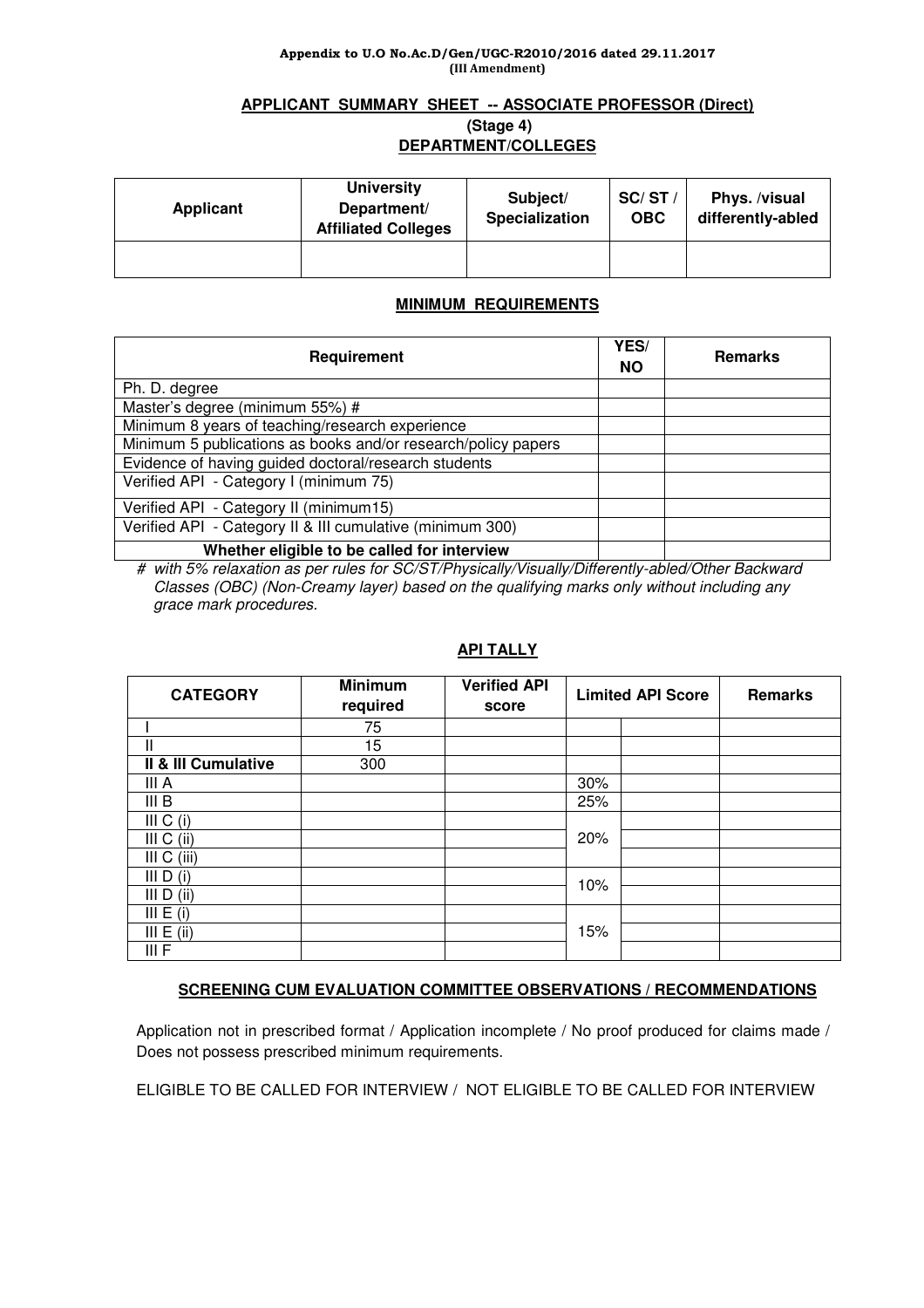Appendix to U.O No.Ac.D/Gen/UGC-R2010/2016 dated 29.11.2017
(III Amendment)

## APPLICANT SUMMARY SHEET -- ASSOCIATE PROFESSOR (Direct)
### (Stage 4)
### DEPARTMENT/COLLEGES

| Applicant | University Department/ Affiliated Colleges | Subject/ Specialization | SC/ ST / OBC | Phys. /visual differently-abled |
|---|---|---|---|---|
| | | | | |

### MINIMUM REQUIREMENTS

| Requirement | YES/ NO | Remarks |
|---|---|---|
| Ph. D. degree | | |
| Master's degree (minimum 55%) # | | |
| Minimum 8 years of teaching/research experience | | |
| Minimum 5 publications as books and/or research/policy papers | | |
| Evidence of having guided doctoral/research students | | |
| Verified API - Category I (minimum 75) | | |
| Verified API - Category II (minimum15) | | |
| Verified API - Category II & III cumulative (minimum 300) | | |
| **Whether eligible to be called for interview** | | |

*# with 5% relaxation as per rules for SC/ST/Physically/Visually/Differently-abled/Other Backward Classes (OBC) (Non-Creamy layer) based on the qualifying marks only without including any grace mark procedures.*

### API TALLY

| CATEGORY | Minimum required | Verified API score | Limited API Score | | Remarks |
|---|---|---|---|---|---|
| I | 75 | | | | |
| II | 15 | | | | |
| **II & III Cumulative** | 300 | | | | |
| III A | | | 30% | | |
| III B | | | 25% | | |
| III C (i) | | | 20% | | |
| III C (ii) | | | | | |
| III C (iii) | | | | | |
| III D (i) | | | 10% | | |
| III D (ii) | | | | | |
| III E (i) | | | 15% | | |
| III E (ii) | | | | | |
| III F | | | | | |

### SCREENING CUM EVALUATION COMMITTEE OBSERVATIONS / RECOMMENDATIONS

Application not in prescribed format / Application incomplete / No proof produced for claims made / Does not possess prescribed minimum requirements.

ELIGIBLE TO BE CALLED FOR INTERVIEW / NOT ELIGIBLE TO BE CALLED FOR INTERVIEW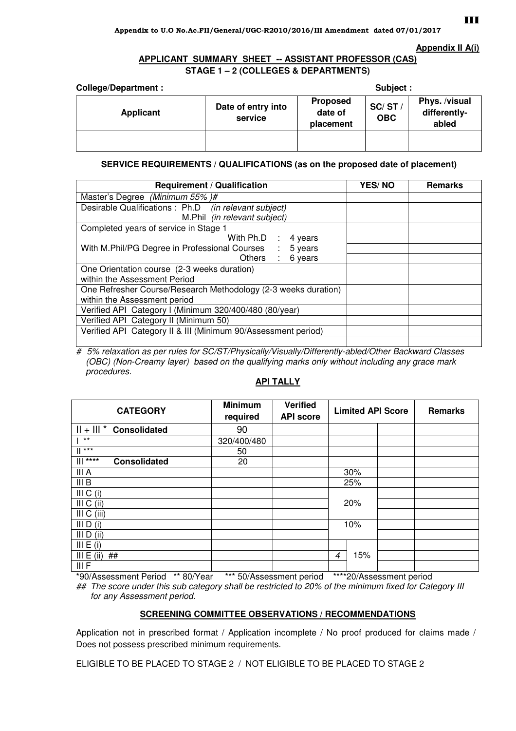Appendix to U.O No.Ac.FII/General/UGC-R2010/2016/III Amendment dated 07/01/2017

**Appendix II A(i)**

## APPLICANT SUMMARY SHEET -- ASSISTANT PROFESSOR (CAS)

### STAGE 1 – 2 (COLLEGES & DEPARTMENTS)

**College/Department :** **Subject :**

| Applicant | Date of entry into service | Proposed date of placement | SC/ ST / OBC | Phys. /visual differently-abled |
|---|---|---|---|---|
| | | | | |

### SERVICE REQUIREMENTS / QUALIFICATIONS (as on the proposed date of placement)

| Requirement / Qualification | YES/ NO | Remarks |
|---|---|---|
| Master's Degree *(Minimum 55% )#* | | |
| Desirable Qualifications : Ph.D *(in relevant subject)* M.Phil *(in relevant subject)* | | |
| Completed years of service in Stage 1 With Ph.D : 4 years | | |
| With M.Phil/PG Degree in Professional Courses : 5 years | | |
| Others : 6 years | | |
| One Orientation course (2-3 weeks duration) within the Assessment Period | | |
| One Refresher Course/Research Methodology (2-3 weeks duration) within the Assessment period | | |
| Verified API Category I (Minimum 320/400/480 (80/year) | | |
| Verified API Category II (Minimum 50) | | |
| Verified API Category II & III (Minimum 90/Assessment period) | | |
| | | |

*# 5% relaxation as per rules for SC/ST/Physically/Visually/Differently-abled/Other Backward Classes (OBC) (Non-Creamy layer) based on the qualifying marks only without including any grace mark procedures.*

### API TALLY

| CATEGORY | Minimum required | Verified API score | Limited API Score | | | Remarks |
|---|---|---|---|---|---|---|
| II + III * **Consolidated** | 90 | | | | | |
| I ** | 320/400/480 | | | | | |
| II *** | 50 | | | | | |
| III **** **Consolidated** | 20 | | | | | |
| III A | | | 30% | | | |
| III B | | | 25% | | | |
| III C (i) | | | 20% | | | |
| III C (ii) | | | | | | |
| III C (iii) | | | | | | |
| III D (i) | | | 10% | | | |
| III D (ii) | | | | | | |
| III E (i) | | | | | | |
| III E (ii) ## | | | *4* | 15% | | |
| III F | | | | | | |

*90/Assessment Period ** 80/Year *** 50/Assessment period ****20/Assessment period

*## The score under this sub category shall be restricted to 20% of the minimum fixed for Category III for any Assessment period.*

### SCREENING COMMITTEE OBSERVATIONS / RECOMMENDATIONS

Application not in prescribed format / Application incomplete / No proof produced for claims made / Does not possess prescribed minimum requirements.

ELIGIBLE TO BE PLACED TO STAGE 2 / NOT ELIGIBLE TO BE PLACED TO STAGE 2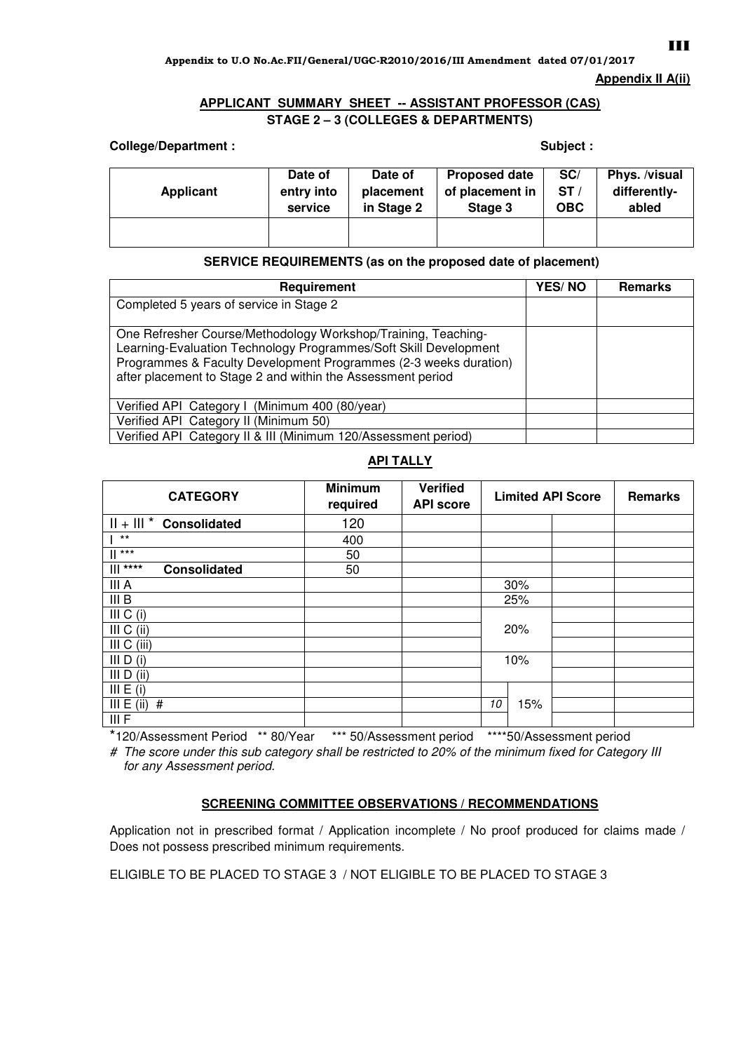Appendix to U.O No.Ac.FII/General/UGC-R2010/2016/III Amendment dated 07/01/2017

**Appendix II A(ii)**

## APPLICANT SUMMARY SHEET -- ASSISTANT PROFESSOR (CAS)
## STAGE 2 – 3 (COLLEGES & DEPARTMENTS)

**College/Department :** **Subject :**

| Applicant | Date of entry into service | Date of placement in Stage 2 | Proposed date of placement in Stage 3 | SC/ ST / OBC | Phys. /visual differently-abled |
|---|---|---|---|---|---|
| | | | | | |

### SERVICE REQUIREMENTS (as on the proposed date of placement)

| Requirement | YES/ NO | Remarks |
|---|---|---|
| Completed 5 years of service in Stage 2 | | |
| One Refresher Course/Methodology Workshop/Training, Teaching-Learning-Evaluation Technology Programmes/Soft Skill Development Programmes & Faculty Development Programmes (2-3 weeks duration) after placement to Stage 2 and within the Assessment period | | |
| Verified API Category I (Minimum 400 (80/year) | | |
| Verified API Category II (Minimum 50) | | |
| Verified API Category II & III (Minimum 120/Assessment period) | | |

### API TALLY

| CATEGORY | Minimum required | Verified API score | Limited API Score | | | Remarks |
|---|---|---|---|---|---|---|
| II + III * **Consolidated** | 120 | | | | | |
| I ** | 400 | | | | | |
| II *** | 50 | | | | | |
| III **** **Consolidated** | 50 | | | | | |
| III A | | | 30% | | | |
| III B | | | 25% | | | |
| III C (i) | | | | | | |
| III C (ii) | | | 20% | | | |
| III C (iii) | | | | | | |
| III D (i) | | | 10% | | | |
| III D (ii) | | | | | | |
| III E (i) | | | | | | |
| III E (ii) # | | | *10* | 15% | | |
| III F | | | | | | |

*120/Assessment Period ** 80/Year *** 50/Assessment period ****50/Assessment period

*# The score under this sub category shall be restricted to 20% of the minimum fixed for Category III for any Assessment period.*

### SCREENING COMMITTEE OBSERVATIONS / RECOMMENDATIONS

Application not in prescribed format / Application incomplete / No proof produced for claims made / Does not possess prescribed minimum requirements.

ELIGIBLE TO BE PLACED TO STAGE 3 / NOT ELIGIBLE TO BE PLACED TO STAGE 3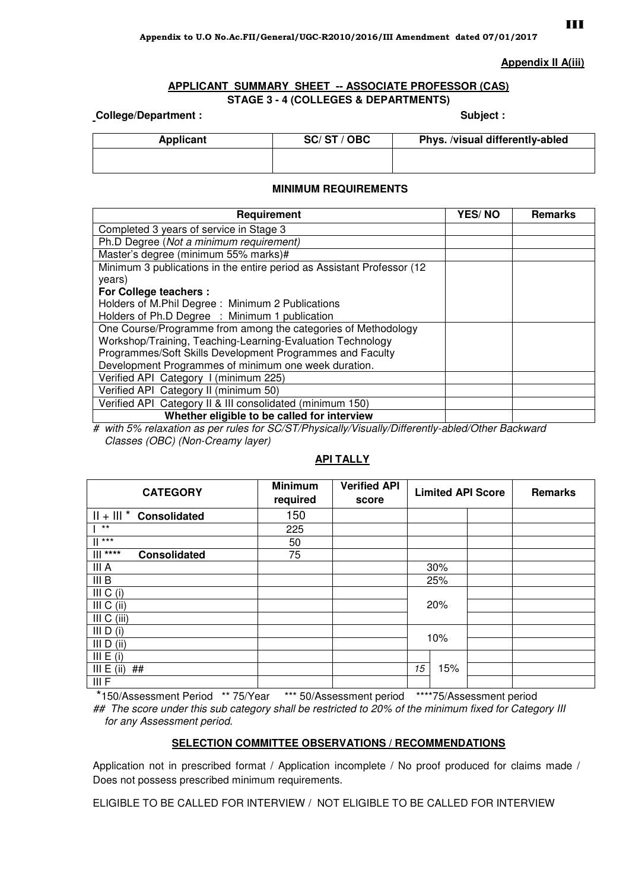Appendix to U.O No.Ac.FII/General/UGC-R2010/2016/III Amendment dated 07/01/2017

**Appendix II A(iii)**

## APPLICANT SUMMARY SHEET -- ASSOCIATE PROFESSOR (CAS)
### STAGE 3 - 4 (COLLEGES & DEPARTMENTS)

**College/Department :** **Subject :**

| Applicant | SC/ ST / OBC | Phys. /visual differently-abled |
|---|---|---|
| | | |

### MINIMUM REQUIREMENTS

| Requirement | YES/ NO | Remarks |
|---|---|---|
| Completed 3 years of service in Stage 3 | | |
| Ph.D Degree (*Not a minimum requirement)* | | |
| Master's degree (minimum 55% marks)# | | |
| Minimum 3 publications in the entire period as Assistant Professor (12 years)<br>**For College teachers :**<br>Holders of M.Phil Degree : Minimum 2 Publications<br>Holders of Ph.D Degree : Minimum 1 publication | | |
| One Course/Programme from among the categories of Methodology Workshop/Training, Teaching-Learning-Evaluation Technology Programmes/Soft Skills Development Programmes and Faculty Development Programmes of minimum one week duration. | | |
| Verified API Category I (minimum 225) | | |
| Verified API Category II (minimum 50) | | |
| Verified API Category II & III consolidated (minimum 150) | | |
| **Whether eligible to be called for interview** | | |

*# with 5% relaxation as per rules for SC/ST/Physically/Visually/Differently-abled/Other Backward Classes (OBC) (Non-Creamy layer)*

### API TALLY

| CATEGORY | Minimum required | Verified API score | Limited API Score | | | Remarks |
|---|---|---|---|---|---|---|
| II + III * **Consolidated** | 150 | | | | | |
| I ** | 225 | | | | | |
| II *** | 50 | | | | | |
| III **** **Consolidated** | 75 | | | | | |
| III A | | | 30% | | | |
| III B | | | 25% | | | |
| III C (i) | | | 20% | | | |
| III C (ii) | | | | | | |
| III C (iii) | | | | | | |
| III D (i) | | | 10% | | | |
| III D (ii) | | | | | | |
| III E (i) | | | | | | |
| III E (ii) ## | | | *15* | 15% | | |
| III F | | | | | | |

*150/Assessment Period ** 75/Year *** 50/Assessment period ****75/Assessment period

*## The score under this sub category shall be restricted to 20% of the minimum fixed for Category III for any Assessment period.*

### SELECTION COMMITTEE OBSERVATIONS / RECOMMENDATIONS

Application not in prescribed format / Application incomplete / No proof produced for claims made / Does not possess prescribed minimum requirements.

ELIGIBLE TO BE CALLED FOR INTERVIEW / NOT ELIGIBLE TO BE CALLED FOR INTERVIEW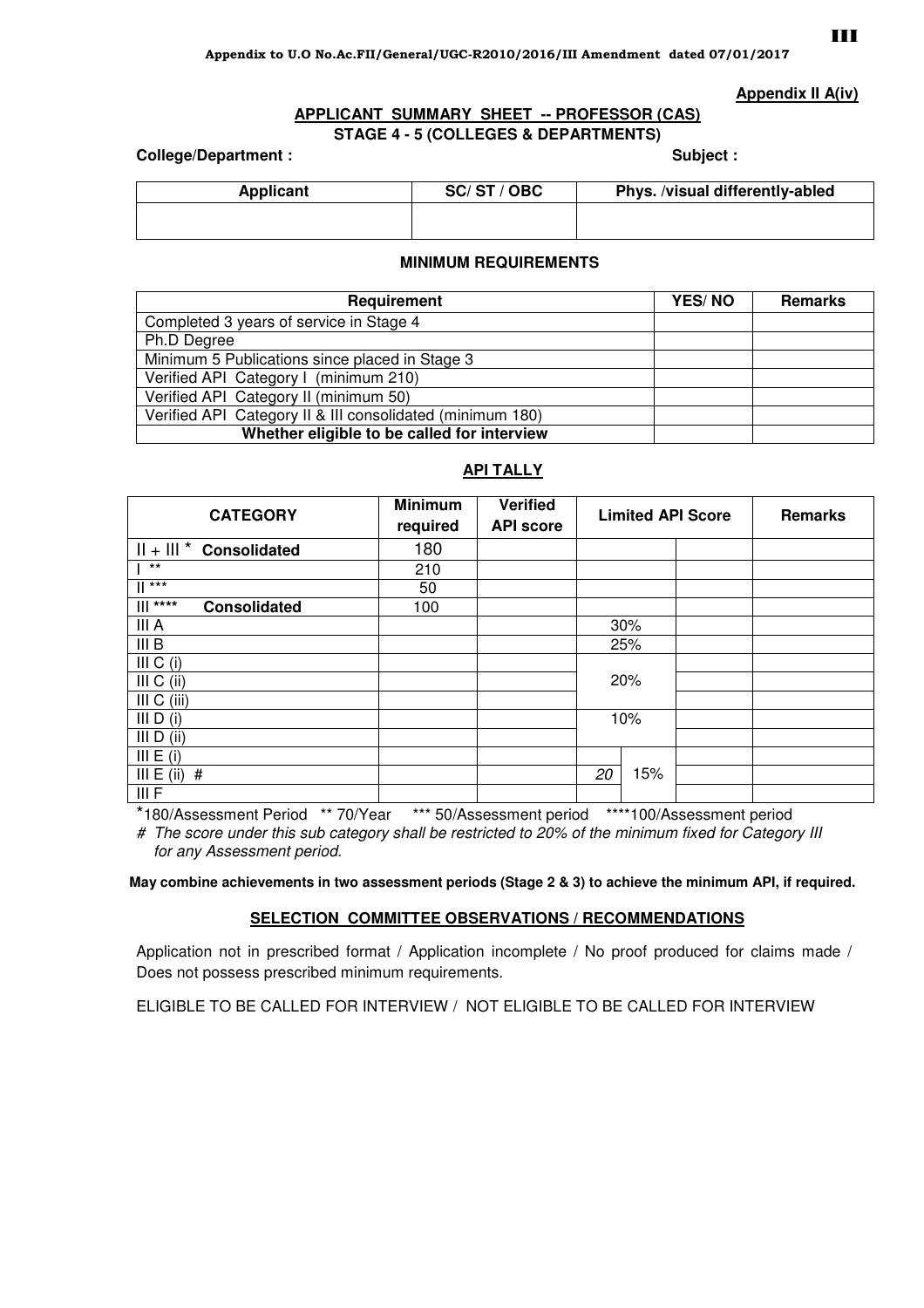Appendix to U.O No.Ac.FII/General/UGC-R2010/2016/III Amendment dated 07/01/2017

**Appendix II A(iv)**

## APPLICANT SUMMARY SHEET -- PROFESSOR (CAS)

### STAGE 4 - 5 (COLLEGES & DEPARTMENTS)

**College/Department :** **Subject :**

| Applicant | SC/ ST / OBC | Phys. /visual differently-abled |
|---|---|---|
| | | |

### MINIMUM REQUIREMENTS

| Requirement | YES/ NO | Remarks |
|---|---|---|
| Completed 3 years of service in Stage 4 | | |
| Ph.D Degree | | |
| Minimum 5 Publications since placed in Stage 3 | | |
| Verified API Category I (minimum 210) | | |
| Verified API Category II (minimum 50) | | |
| Verified API Category II & III consolidated (minimum 180) | | |
| **Whether eligible to be called for interview** | | |

### API TALLY

| CATEGORY | Minimum required | Verified API score | Limited API Score | | | Remarks |
|---|---|---|---|---|---|---|
| II + III * **Consolidated** | 180 | | | | | |
| I ** | 210 | | | | | |
| II *** | 50 | | | | | |
| III **** **Consolidated** | 100 | | | | | |
| III A | | | 30% | | | |
| III B | | | 25% | | | |
| III C (i) | | | 20% | | | |
| III C (ii) | | | | | | |
| III C (iii) | | | | | | |
| III D (i) | | | 10% | | | |
| III D (ii) | | | | | | |
| III E (i) | | | | 15% | | |
| III E (ii) # | | | *20* | | | |
| III F | | | | | | |

*180/Assessment Period ** 70/Year *** 50/Assessment period ****100/Assessment period

*# The score under this sub category shall be restricted to 20% of the minimum fixed for Category III for any Assessment period.*

**May combine achievements in two assessment periods (Stage 2 & 3) to achieve the minimum API, if required.**

### SELECTION COMMITTEE OBSERVATIONS / RECOMMENDATIONS

Application not in prescribed format / Application incomplete / No proof produced for claims made / Does not possess prescribed minimum requirements.

ELIGIBLE TO BE CALLED FOR INTERVIEW / NOT ELIGIBLE TO BE CALLED FOR INTERVIEW